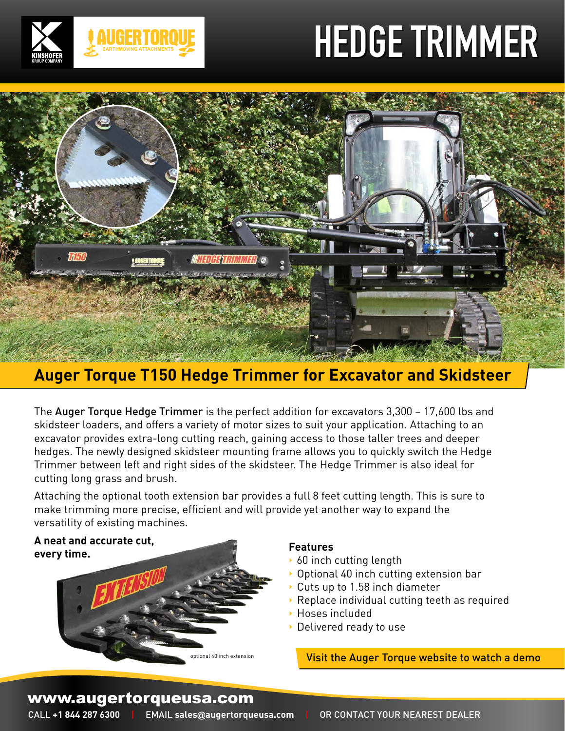# HEDGE TRIMMER

## Auger Torque T150 Hedge Trimmer for Excavator and Skidsteer

The **Auger Torque Hedge Trimmer** is the perfect addition for excavators 3,300 – 17,600 lbs and skidsteer loaders, and offers a variety of motor sizes to suit your application. Attaching to an excavator provides extra-long cutting reach, gaining access to those taller trees and deeper hedges. The newly designed skidsteer mounting frame allows you to quickly switch the Hedge Trimmer between left and right sides of the skidsteer. The Hedge Trimmer is also ideal for cutting long grass and brush.

Attaching the optional tooth extension bar provides a full 8 feet cutting length. This is sure to make trimming more precise, efficient and will provide yet another way to expand the versatility of existing machines.

**A neat and accurate cut, every time.**

optional 40 inch extension

### Features

- 60 inch cutting length
- Optional 40 inch cutting extension bar
- Cuts up to 1.58 inch diameter
- Replace individual cutting teeth as required
- Hoses included
- Delivered ready to use

Visit the Auger Torque website to watch a demo

**www.augertorqueusa.com**

CALL **+1 844 287 6300** | EMAIL **sales@augertorqueusa.com** | OR CONTACT YOUR NEAREST DEALER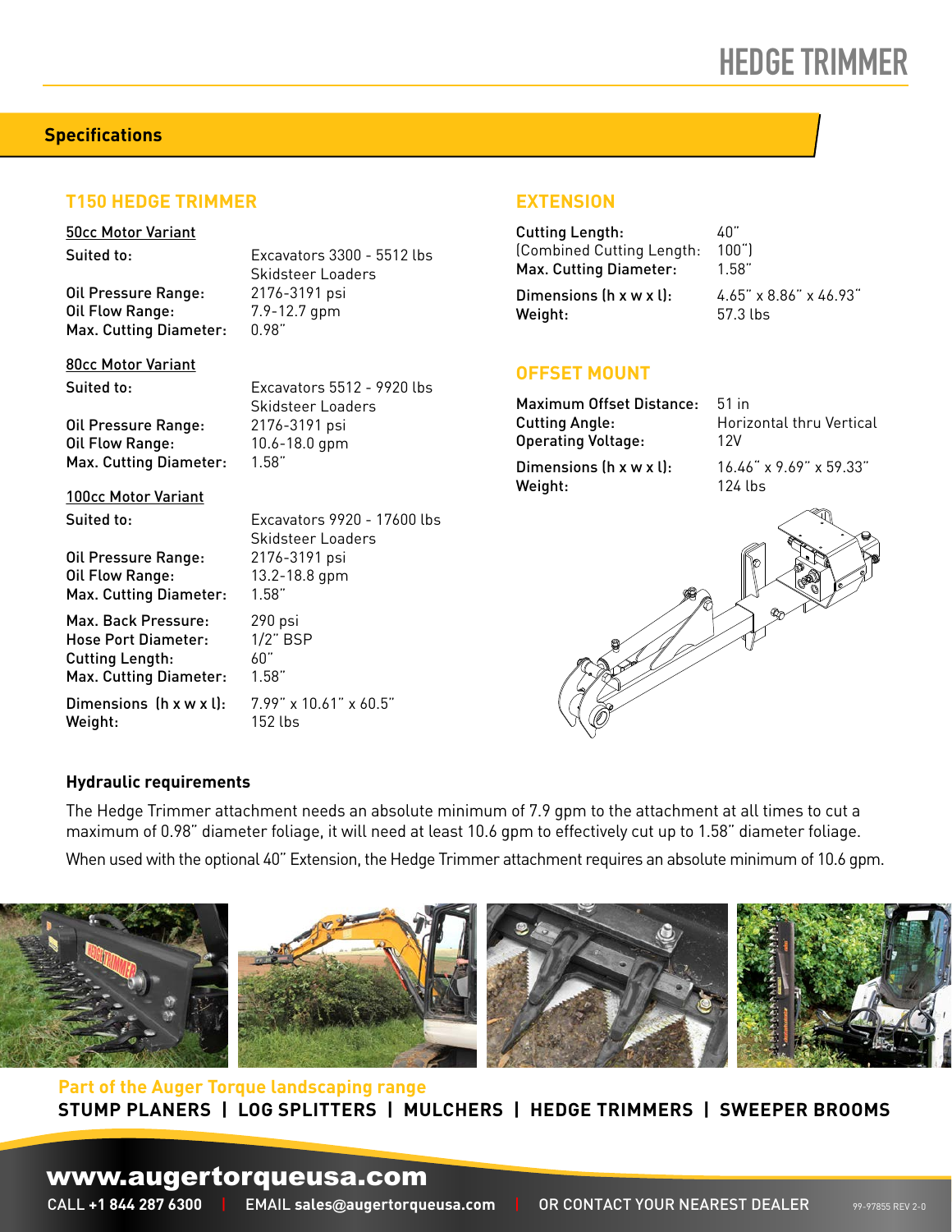# HEDGE TRIMMER

## Specifications

### T150 HEDGE TRIMMER

**50cc Motor Variant**

| | |
|---|---|
| Suited to: | Excavators 3300 - 5512 lbs<br>Skidsteer Loaders |
| Oil Pressure Range: | 2176-3191 psi |
| Oil Flow Range: | 7.9-12.7 gpm |
| Max. Cutting Diameter: | 0.98" |

**80cc Motor Variant**

| | |
|---|---|
| Suited to: | Excavators 5512 - 9920 lbs<br>Skidsteer Loaders |
| Oil Pressure Range: | 2176-3191 psi |
| Oil Flow Range: | 10.6-18.0 gpm |
| Max. Cutting Diameter: | 1.58" |

**100cc Motor Variant**

| | |
|---|---|
| Suited to: | Excavators 9920 - 17600 lbs<br>Skidsteer Loaders |
| Oil Pressure Range: | 2176-3191 psi |
| Oil Flow Range: | 13.2-18.8 gpm |
| Max. Cutting Diameter: | 1.58" |
| Max. Back Pressure: | 290 psi |
| Hose Port Diameter: | 1/2" BSP |
| Cutting Length: | 60" |
| Max. Cutting Diameter: | 1.58" |
| Dimensions (h x w x l): | 7.99" x 10.61" x 60.5" |
| Weight: | 152 lbs |

### EXTENSION

| | |
|---|---|
| Cutting Length: | 40" |
| (Combined Cutting Length: | 100") |
| Max. Cutting Diameter: | 1.58" |
| Dimensions (h x w x l): | 4.65" x 8.86" x 46.93" |
| Weight: | 57.3 lbs |

### OFFSET MOUNT

| | |
|---|---|
| Maximum Offset Distance: | 51 in |
| Cutting Angle: | Horizontal thru Vertical |
| Operating Voltage: | 12V |
| Dimensions (h x w x l): | 16.46" x 9.69" x 59.33" |
| Weight: | 124 lbs |

### Hydraulic requirements

The Hedge Trimmer attachment needs an absolute minimum of 7.9 gpm to the attachment at all times to cut a maximum of 0.98" diameter foliage, it will need at least 10.6 gpm to effectively cut up to 1.58" diameter foliage.

When used with the optional 40" Extension, the Hedge Trimmer attachment requires an absolute minimum of 10.6 gpm.

**Part of the Auger Torque landscaping range**

**STUMP PLANERS | LOG SPLITTERS | MULCHERS | HEDGE TRIMMERS | SWEEPER BROOMS**

**www.augertorqueusa.com**

CALL **+1 844 287 6300** | EMAIL **sales@augertorqueusa.com** | OR CONTACT YOUR NEAREST DEALER

99-97855 REV 2-0